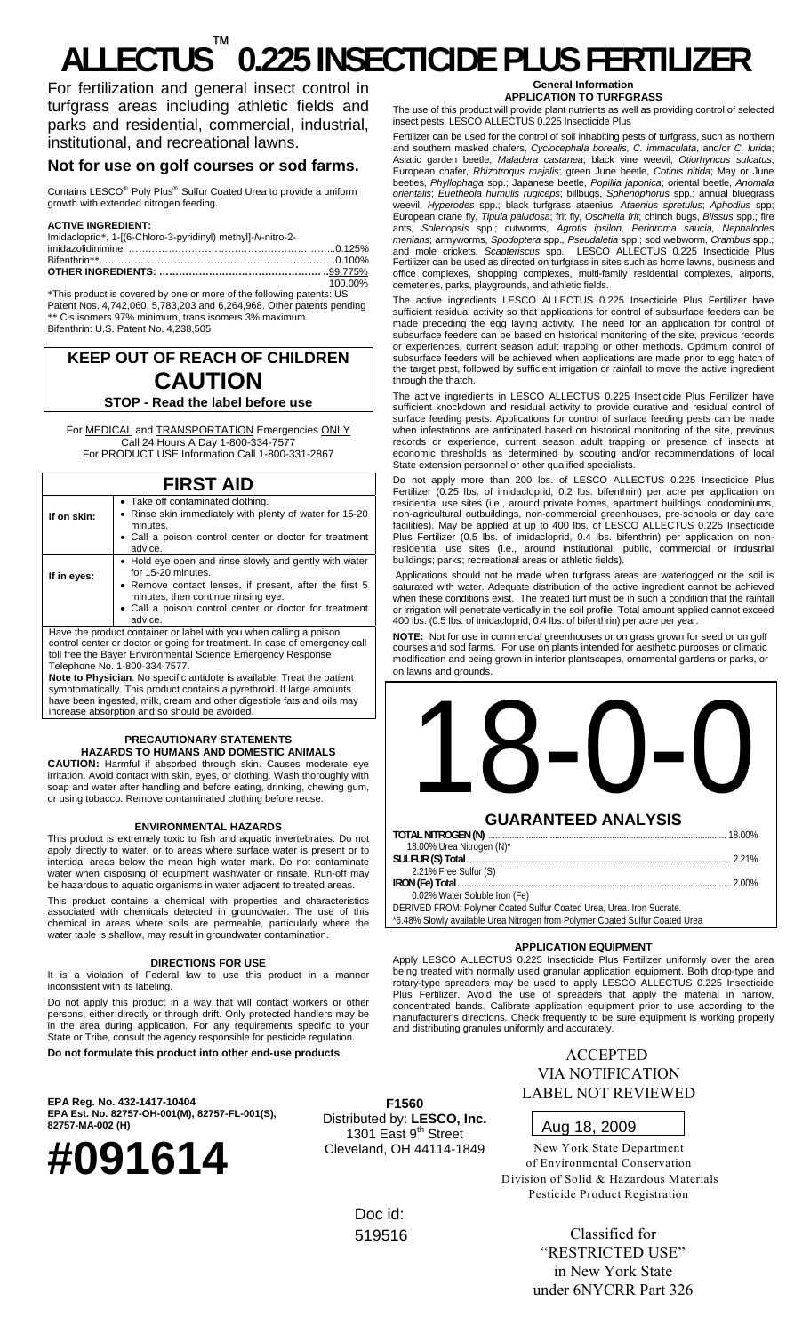# ALLECTUS™ 0.225 INSECTICIDE PLUS FERTILIZER

For fertilization and general insect control in turfgrass areas including athletic fields and parks and residential, commercial, industrial, institutional, and recreational lawns.

## Not for use on golf courses or sod farms.

Contains LESCO® Poly Plus® Sulfur Coated Urea to provide a uniform growth with extended nitrogen feeding.

**ACTIVE INGREDIENT:**

| | |
|---|---|
| Imidacloprid*, 1-[(6-Chloro-3-pyridinyl) methyl]-*N*-nitro-2-imidazolidinimine | 0.125% |
| Bifenthrin** | 0.100% |
| **OTHER INGREDIENTS:** | **99.775%** |
| | 100.00% |

*This product is covered by one or more of the following patents: US Patent Nos. 4,742,060, 5,783,203 and 6,264,968. Other patents pending
** Cis isomers 97% minimum, trans isomers 3% maximum.
Bifenthrin: U.S. Patent No. 4,238,505

## KEEP OUT OF REACH OF CHILDREN
## CAUTION
### STOP - Read the label before use

For MEDICAL and TRANSPORTATION Emergencies ONLY
Call 24 Hours A Day 1-800-334-7577
For PRODUCT USE Information Call 1-800-331-2867

## FIRST AID

| | |
|---|---|
| **If on skin:** | • Take off contaminated clothing.<br>• Rinse skin immediately with plenty of water for 15-20 minutes.<br>• Call a poison control center or doctor for treatment advice. |
| **If in eyes:** | • Hold eye open and rinse slowly and gently with water for 15-20 minutes.<br>• Remove contact lenses, if present, after the first 5 minutes, then continue rinsing eye.<br>• Call a poison control center or doctor for treatment advice. |

Have the product container or label with you when calling a poison control center or doctor or going for treatment. In case of emergency call toll free the Bayer Environmental Science Emergency Response Telephone No. 1-800-334-7577.

**Note to Physician**: No specific antidote is available. Treat the patient symptomatically. This product contains a pyrethroid. If large amounts have been ingested, milk, cream and other digestible fats and oils may increase absorption and so should be avoided.

### PRECAUTIONARY STATEMENTS
### HAZARDS TO HUMANS AND DOMESTIC ANIMALS

**CAUTION:** Harmful if absorbed through skin. Causes moderate eye irritation. Avoid contact with skin, eyes, or clothing. Wash thoroughly with soap and water after handling and before eating, drinking, chewing gum, or using tobacco. Remove contaminated clothing before reuse.

### ENVIRONMENTAL HAZARDS

This product is extremely toxic to fish and aquatic invertebrates. Do not apply directly to water, or to areas where surface water is present or to intertidal areas below the mean high water mark. Do not contaminate water when disposing of equipment washwater or rinsate. Run-off may be hazardous to aquatic organisms in water adjacent to treated areas.

This product contains a chemical with properties and characteristics associated with chemicals detected in groundwater. The use of this chemical in areas where soils are permeable, particularly where the water table is shallow, may result in groundwater contamination.

### DIRECTIONS FOR USE

It is a violation of Federal law to use this product in a manner inconsistent with its labeling.

Do not apply this product in a way that will contact workers or other persons, either directly or through drift. Only protected handlers may be in the area during application. For any requirements specific to your State or Tribe, consult the agency responsible for pesticide regulation.

**Do not formulate this product into other end-use products**.

### General Information
### APPLICATION TO TURFGRASS

The use of this product will provide plant nutrients as well as providing control of selected insect pests. LESCO ALLECTUS 0.225 Insecticide Plus

Fertilizer can be used for the control of soil inhabiting pests of turfgrass, such as northern and southern masked chafers, *Cyclocephala borealis, C. immaculata*, and/or *C. lurida*; Asiatic garden beetle, *Maladera castanea*; black vine weevil, *Otiorhyncus sulcatus*, European chafer, *Rhizotroqus majalis*; green June beetle, *Cotinis nitida*; May or June beetles, *Phyllophaga* spp.; Japanese beetle, *Popillia japonica*; oriental beetle, *Anomala orientalis*; *Euetheola humulis rugiceps*; billbugs, *Sphenophorus* spp.; annual bluegrass weevil, *Hyperodes* spp.; black turfgrass ataenius, *Ataenius spretulus*; *Aphodius* spp; European crane fly, *Tipula paludosa*; frit fly, *Oscinella frit*; chinch bugs, *Blissus* spp.; fire ants, *Solenopsis* spp.; cutworms, *Agrotis ipsilon, Peridroma saucia, Nephalodes menians*; armyworms, *Spodoptera* spp., *Pseudaletia* spp.; sod webworm, *Crambus* spp.; and mole crickets, *Scapteriscus* spp. LESCO ALLECTUS 0.225 Insecticide Plus Fertilizer can be used as directed on turfgrass in sites such as home lawns, business and office complexes, shopping complexes, multi-family residential complexes, airports, cemeteries, parks, playgrounds, and athletic fields.

The active ingredients LESCO ALLECTUS 0.225 Insecticide Plus Fertilizer have sufficient residual activity so that applications for control of subsurface feeders can be made preceding the egg laying activity. The need for an application for control of subsurface feeders can be based on historical monitoring of the site, previous records or experiences, current season adult trapping or other methods. Optimum control of subsurface feeders will be achieved when applications are made prior to egg hatch of the target pest, followed by sufficient irrigation or rainfall to move the active ingredient through the thatch.

The active ingredients in LESCO ALLECTUS 0.225 Insecticide Plus Fertilizer have sufficient knockdown and residual activity to provide curative and residual control of surface feeding pests. Applications for control of surface feeding pests can be made when infestations are anticipated based on historical monitoring of the site, previous records or experience, current season adult trapping or presence of insects at economic thresholds as determined by scouting and/or recommendations of local State extension personnel or other qualified specialists.

Do not apply more than 200 lbs. of LESCO ALLECTUS 0.225 Insecticide Plus Fertilizer (0.25 lbs. of imidacloprid, 0.2 lbs. bifenthrin) per acre per application on residential use sites (i.e., around private homes, apartment buildings, condominiums, non-agricultural outbuildings, non-commercial greenhouses, pre-schools or day care facilities). May be applied at up to 400 lbs. of LESCO ALLECTUS 0.225 Insecticide Plus Fertilizer (0.5 lbs. of imidacloprid, 0.4 lbs. bifenthrin) per application on non-residential use sites (i.e., around institutional, public, commercial or industrial buildings; parks; recreational areas or athletic fields).

Applications should not be made when turfgrass areas are waterlogged or the soil is saturated with water. Adequate distribution of the active ingredient cannot be achieved when these conditions exist. The treated turf must be in such a condition that the rainfall or irrigation will penetrate vertically in the soil profile. Total amount applied cannot exceed 400 lbs. (0.5 lbs. of imidacloprid, 0.4 lbs. of bifenthrin) per acre per year.

**NOTE:** Not for use in commercial greenhouses or on grass grown for seed or on golf courses and sod farms. For use on plants intended for aesthetic purposes or climatic modification and being grown in interior plantscapes, ornamental gardens or parks, or on lawns and grounds.

# 18-0-0

## GUARANTEED ANALYSIS

| | |
|---|---|
| **TOTAL NITROGEN (N)** | 18.00% |
| 18.00% Urea Nitrogen (N)* | |
| **SULFUR (S) Total** | 2.21% |
| 2.21% Free Sulfur (S) | |
| **IRON (Fe) Total** | 2.00% |
| 0.02% Water Soluble Iron (Fe) | |

DERIVED FROM: Polymer Coated Sulfur Coated Urea, Urea. Iron Sucrate.
*6.48% Slowly available Urea Nitrogen from Polymer Coated Sulfur Coated Urea

### APPLICATION EQUIPMENT

Apply LESCO ALLECTUS 0.225 Insecticide Plus Fertilizer uniformly over the area being treated with normally used granular application equipment. Both drop-type and rotary-type spreaders may be used to apply LESCO ALLECTUS 0.225 Insecticide Plus Fertilizer. Avoid the use of spreaders that apply the material in narrow, concentrated bands. Calibrate application equipment prior to use according to the manufacturer's directions. Check frequently to be sure equipment is working properly and distributing granules uniformly and accurately.

**EPA Reg. No. 432-1417-10404**
**EPA Est. No. 82757-OH-001(M), 82757-FL-001(S), 82757-MA-002 (H)**

**#091614**

**F1560**
Distributed by: **LESCO, Inc.**
1301 East 9th Street
Cleveland, OH 44114-1849

Doc id:
519516

ACCEPTED
VIA NOTIFICATION
LABEL NOT REVIEWED

Aug 18, 2009

New York State Department of Environmental Conservation
Division of Solid & Hazardous Materials
Pesticide Product Registration

Classified for "RESTRICTED USE" in New York State under 6NYCRR Part 326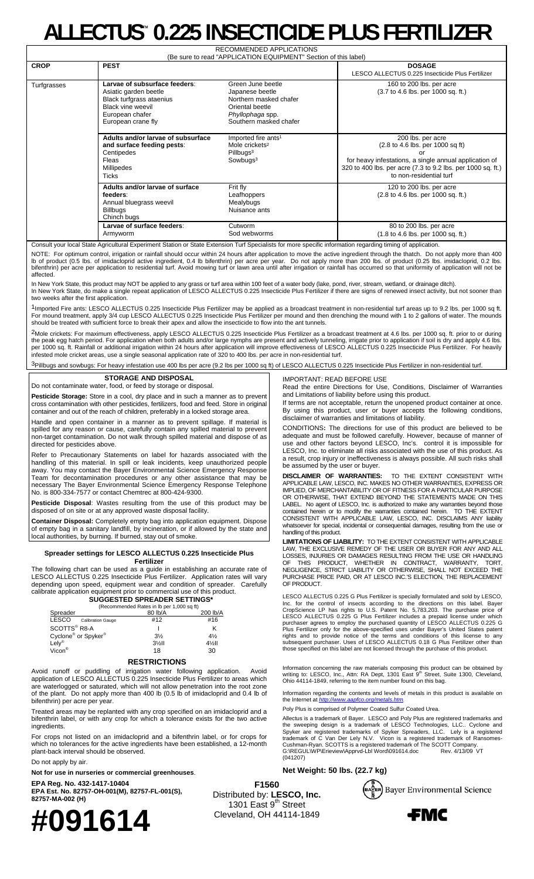# ALLECTUS™ 0.225 INSECTICIDE PLUS FERTILIZER

RECOMMENDED APPLICATIONS
(Be sure to read "APPLICATION EQUIPMENT" Section of this label)

| CROP | PEST | | DOSAGE<br>LESCO ALLECTUS 0.225 Insecticide Plus Fertilizer |
|---|---|---|---|
| Turfgrasses | **Larvae of subsurface feeders**:<br>Asiatic garden beetle<br>Black turfgrass ataenius<br>Black vine weevil<br>European chafer<br>European crane fly | Green June beetle<br>Japanese beetle<br>Northern masked chafer<br>Oriental beetle<br>*Phyllophaga* spp.<br>Southern masked chafer | 160 to 200 lbs. per acre<br>(3.7 to 4.6 lbs. per 1000 sq. ft.) |
| | **Adults and/or larvae of subsurface and surface feeding pests**:<br>Centipedes<br>Fleas<br>Millipedes<br>Ticks | Imported fire ants[1]<br>Mole crickets[2]<br>Pillbugs[3]<br>Sowbugs[3] | 200 lbs. per acre<br>(2.8 to 4.6 lbs. per 1000 sq ft)<br>or<br>for heavy infestations, a single annual application of<br>320 to 400 lbs. per acre (7.3 to 9.2 lbs. per 1000 sq. ft.)<br>to non-residential turf |
| | **Adults and/or larvae of surface feeders**:<br>Annual bluegrass weevil<br>Billbugs<br>Chinch bugs | Frit fly<br>Leafhoppers<br>Mealybugs<br>Nuisance ants | 120 to 200 lbs. per acre<br>(2.8 to 4.6 lbs. per 1000 sq. ft.) |
| | **Larvae of surface feeders**:<br>Armyworm | Cutworm<br>Sod webworms | 80 to 200 lbs. per acre<br>(1.8 to 4.6 lbs. per 1000 sq. ft.) |

Consult your local State Agricultural Experiment Station or State Extension Turf Specialists for more specific information regarding timing of application.

NOTE: For optimum control, irrigation or rainfall should occur within 24 hours after application to move the active ingredient through the thatch. Do not apply more than 400 lb of product (0.5 lbs. of imidacloprid active ingredient, 0.4 lb bifenthrin) per acre per year. Do not apply more than 200 lbs. of product (0.25 lbs. imidacloprid, 0.2 lbs. bifenthrin) per acre per application to residential turf. Avoid mowing turf or lawn area until after irrigation or rainfall has occurred so that uniformity of application will not be affected.

In New York State, this product may NOT be applied to any grass or turf area within 100 feet of a water body (lake, pond, river, stream, wetland, or drainage ditch).
In New York State, do make a single repeat application of LESCO ALLECTUS 0.225 Insecticide Plus Fertilizer if there are signs of renewed insect activity, but not sooner than two weeks after the first application.

[1]Imported Fire ants: LESCO ALLECTUS 0.225 Insecticide Plus Fertilizer may be applied as a broadcast treatment in non-residential turf areas up to 9.2 lbs. per 1000 sq ft. For mound treatment, apply 3/4 cup LESCO ALLECTUS 0.225 Insecticide Plus Fertilizer per mound and then drenching the mound with 1 to 2 gallons of water. The mounds should be treated with sufficient force to break their apex and allow the insecticide to flow into the ant tunnels.

[2]Mole crickets: For maximum effectiveness, apply LESCO ALLECTUS 0.225 Insecticide Plus Fertilizer as a broadcast treatment at 4.6 lbs. per 1000 sq. ft. prior to or during the peak egg hatch period. For application when both adults and/or large nymphs are present and actively tunneling, irrigate prior to application if soil is dry and apply 4.6 lbs. per 1000 sq. ft. Rainfall or additional irrigation within 24 hours after application will improve effectiveness of LESCO ALLECTUS 0.225 Insecticide Plus Fertilizer. For heavily infested mole cricket areas, use a single seasonal application rate of 320 to 400 lbs. per acre in non-residential turf.

[3]Pillbugs and sowbugs: For heavy infestation use 400 lbs per acre (9.2 lbs per 1000 sq ft) of LESCO ALLECTUS 0.225 Insecticide Plus Fertilizer in non-residential turf.

## STORAGE AND DISPOSAL

Do not contaminate water, food, or feed by storage or disposal.

**Pesticide Storage:** Store in a cool, dry place and in such a manner as to prevent cross contamination with other pesticides, fertilizers, food and feed. Store in original container and out of the reach of children, preferably in a locked storage area.

Handle and open container in a manner as to prevent spillage. If material is spilled for any reason or cause, carefully contain any spilled material to prevent non-target contamination. Do not walk through spilled material and dispose of as directed for pesticides above.

Refer to Precautionary Statements on label for hazards associated with the handling of this material. In spill or leak incidents, keep unauthorized people away. You may contact the Bayer Environmental Science Emergency Response Team for decontamination procedures or any other assistance that may be necessary The Bayer Environmental Science Emergency Response Telephone No. is 800-334-7577 or contact Chemtrec at 800-424-9300.

**Pesticide Disposal**: Wastes resulting from the use of this product may be disposed of on site or at any approved waste disposal facility.

**Container Disposal:** Completely empty bag into application equipment. Dispose of empty bag in a sanitary landfill, by incineration, or if allowed by the state and local authorities, by burning. If burned, stay out of smoke.

### Spreader settings for LESCO ALLECTUS 0.225 Insecticide Plus Fertilizer

The following chart can be used as a guide in establishing an accurate rate of LESCO ALLECTUS 0.225 Insecticide Plus Fertilizer. Application rates will vary depending upon speed, equipment wear and condition of spreader. Carefully calibrate application equipment prior to commercial use of this product.

**SUGGESTED SPREADER SETTINGS***
(Recommended Rates in lb per 1,000 sq ft)

| Spreader | 80 lb/A | 200 lb/A |
|---|---|---|
| LESCO Calibration Gauge | #12 | #16 |
| SCOTTS® R8-A | I | K |
| Cyclone® or Spyker® | 3½ | 4½ |
| Lely® | 3½II | 4½II |
| Vicon® | 18 | 30 |

## RESTRICTIONS

Avoid runoff or puddling of irrigation water following application. Avoid application of LESCO ALLECTUS 0.225 Insecticide Plus Fertilizer to areas which are waterlogged or saturated, which will not allow penetration into the root zone of the plant. Do not apply more than 400 lb (0.5 lb of imidacloprid and 0.4 lb of bifenthrin) per acre per year.

Treated areas may be replanted with any crop specified on an imidacloprid and a bifenthrin label, or with any crop for which a tolerance exists for the two active ingredients.

For crops not listed on an imidacloprid and a bifenthrin label, or for crops for which no tolerances for the active ingredients have been established, a 12-month plant-back interval should be observed.

Do not apply by air.

**Not for use in nurseries or commercial greenhouses**.

IMPORTANT: READ BEFORE USE

Read the entire Directions for Use, Conditions, Disclaimer of Warranties and Limitations of liability before using this product.

If terms are not acceptable, return the unopened product container at once. By using this product, user or buyer accepts the following conditions, disclaimer of warranties and limitations of liability.

CONDITIONS**:** The directions for use of this product are believed to be adequate and must be followed carefully. However, because of manner of use and other factors beyond LESCO, Inc's. control it is impossible for LESCO, Inc. to eliminate all risks associated with the use of this product. As a result, crop injury or ineffectiveness is always possible. All such risks shall be assumed by the user or buyer.

**DISCLAIMER OF WARRANTIES:** TO THE EXTENT CONSISTENT WITH APPLICABLE LAW, LESCO, INC. MAKES NO OTHER WARRANTIES, EXPRESS OR IMPLIED, OF MERCHANTABILITY OR OF FITNESS FOR A PARTICULAR PURPOSE OR OTHERWISE, THAT EXTEND BEYOND THE STATEMENTS MADE ON THIS LABEL. No agent of LESCO, Inc. is authorized to make any warranties beyond those contained herein or to modify the warranties contained herein. TO THE EXTENT CONSISTENT WITH APPLICABLE LAW, LESCO, INC. DISCLAIMS ANY liability whatsoever for special, incidental or consequential damages, resulting from the use or handling of this product.

**LIMITATIONS OF LIABILITY:** TO THE EXTENT CONSISTENT WITH APPLICABLE LAW, THE EXCLUSIVE REMEDY OF THE USER OR BUYER FOR ANY AND ALL LOSSES, INJURIES OR DAMAGES RESULTING FROM THE USE OR HANDLING OF THIS PRODUCT, WHETHER IN CONTRACT, WARRANTY, TORT, NEGLIGENCE, STRICT LIABILITY OR OTHERWISE, SHALL NOT EXCEED THE PURCHASE PRICE PAID, OR AT LESCO INC.'S ELECTION, THE REPLACEMENT OF PRODUCT.

LESCO ALLECTUS 0.225 G Plus Fertilizer is specially formulated and sold by LESCO, Inc. for the control of insects according to the directions on this label. Bayer CropScience LP has rights to U.S. Patent No. 5,783,203. The purchase price of LESCO ALLECTUS 0.225 G Plus Fertilizer includes a prepaid license under which purchaser agrees to employ the purchased quantity of LESCO ALLECTUS 0.225 G Plus Fertilizer only for the above-specified uses under Bayer's United States patent rights and to provide notice of the terms and conditions of this license to any subsequent purchaser. Uses of LESCO ALLECTUS 0.18 G Plus Fertilizer other than those specified on this label are not licensed through the purchase of this product.

Information concerning the raw materials composing this product can be obtained by writing to: LESCO, Inc., Attn: RA Dept, 1301 East 9th Street, Suite 1300, Cleveland, Ohio 44114-1849, referring to the item number found on this bag.

Information regarding the contents and levels of metals in this product is available on the Internet at http://www.aapfco.org/metals.htm.

Poly Plus is comprised of Polymer Coated Sulfur Coated Urea.

Allectus is a trademark of Bayer. LESCO and Poly Plus are registered trademarks and the sweeping design is a trademark of LESCO Technologies, LLC.. Cyclone and Spyker are registered trademarks of Spyker Spreaders, LLC. Lely is a registered trademark of C Van Der Lely N.V. Vicon is a registered trademark of Ransomes-Cushman-Ryan. SCOTTS is a registered trademark of The SCOTT Company.
G:\REGUL\WP\Erieview\Apprvd-Lbl Word\091614.doc Rev. 4/13/09 VT
(041207)

**Net Weight: 50 lbs. (22.7 kg)**

**EPA Reg. No. 432-1417-10404**
**EPA Est. No. 82757-OH-001(M), 82757-FL-001(S), 82757-MA-002 (H)**

# #091614

**F1560**
Distributed by: **LESCO, Inc.**
1301 East 9th Street
Cleveland, OH 44114-1849

Bayer Environmental Science

FMC